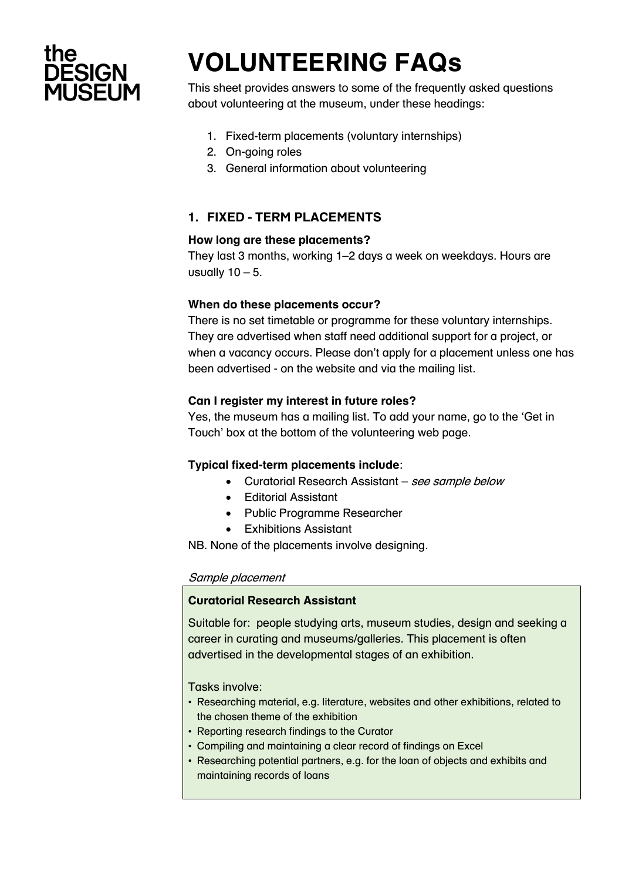the DESIGN MUSEUM

# VOLUNTEERING FAQs

This sheet provides answers to some of the frequently asked questions about volunteering at the museum, under these headings:

1. Fixed-term placements (voluntary internships)
2. On-going roles
3. General information about volunteering

## 1. FIXED - TERM PLACEMENTS

**How long are these placements?**

They last 3 months, working 1–2 days a week on weekdays. Hours are usually 10 – 5.

**When do these placements occur?**

There is no set timetable or programme for these voluntary internships. They are advertised when staff need additional support for a project, or when a vacancy occurs. Please don't apply for a placement unless one has been advertised - on the website and via the mailing list.

**Can I register my interest in future roles?**

Yes, the museum has a mailing list. To add your name, go to the 'Get in Touch' box at the bottom of the volunteering web page.

**Typical fixed-term placements include**:

- Curatorial Research Assistant – *see sample below*
- Editorial Assistant
- Public Programme Researcher
- Exhibitions Assistant

NB. None of the placements involve designing.

*Sample placement*

**Curatorial Research Assistant**

Suitable for: people studying arts, museum studies, design and seeking a career in curating and museums/galleries. This placement is often advertised in the developmental stages of an exhibition.

Tasks involve:

- Researching material, e.g. literature, websites and other exhibitions, related to the chosen theme of the exhibition
- Reporting research findings to the Curator
- Compiling and maintaining a clear record of findings on Excel
- Researching potential partners, e.g. for the loan of objects and exhibits and maintaining records of loans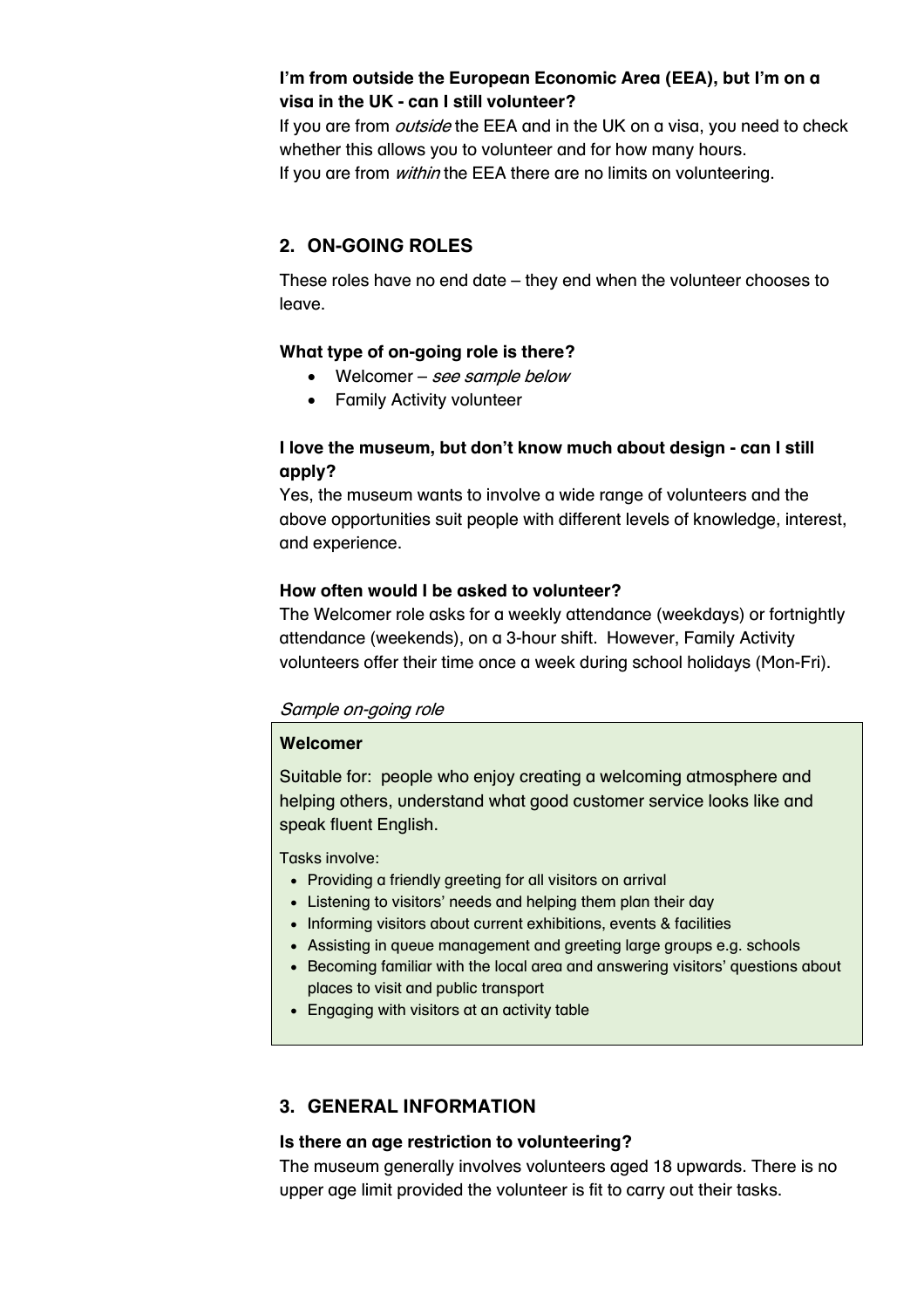**I'm from outside the European Economic Area (EEA), but I'm on a visa in the UK - can I still volunteer?**

If you are from *outside* the EEA and in the UK on a visa, you need to check whether this allows you to volunteer and for how many hours.
If you are from *within* the EEA there are no limits on volunteering.

## 2. ON-GOING ROLES

These roles have no end date – they end when the volunteer chooses to leave.

**What type of on-going role is there?**

- Welcomer – *see sample below*
- Family Activity volunteer

**I love the museum, but don't know much about design - can I still apply?**

Yes, the museum wants to involve a wide range of volunteers and the above opportunities suit people with different levels of knowledge, interest, and experience.

**How often would I be asked to volunteer?**

The Welcomer role asks for a weekly attendance (weekdays) or fortnightly attendance (weekends), on a 3-hour shift. However, Family Activity volunteers offer their time once a week during school holidays (Mon-Fri).

*Sample on-going role*

**Welcomer**

Suitable for: people who enjoy creating a welcoming atmosphere and helping others, understand what good customer service looks like and speak fluent English.

Tasks involve:

- Providing a friendly greeting for all visitors on arrival
- Listening to visitors' needs and helping them plan their day
- Informing visitors about current exhibitions, events & facilities
- Assisting in queue management and greeting large groups e.g. schools
- Becoming familiar with the local area and answering visitors' questions about places to visit and public transport
- Engaging with visitors at an activity table

## 3. GENERAL INFORMATION

**Is there an age restriction to volunteering?**

The museum generally involves volunteers aged 18 upwards. There is no upper age limit provided the volunteer is fit to carry out their tasks.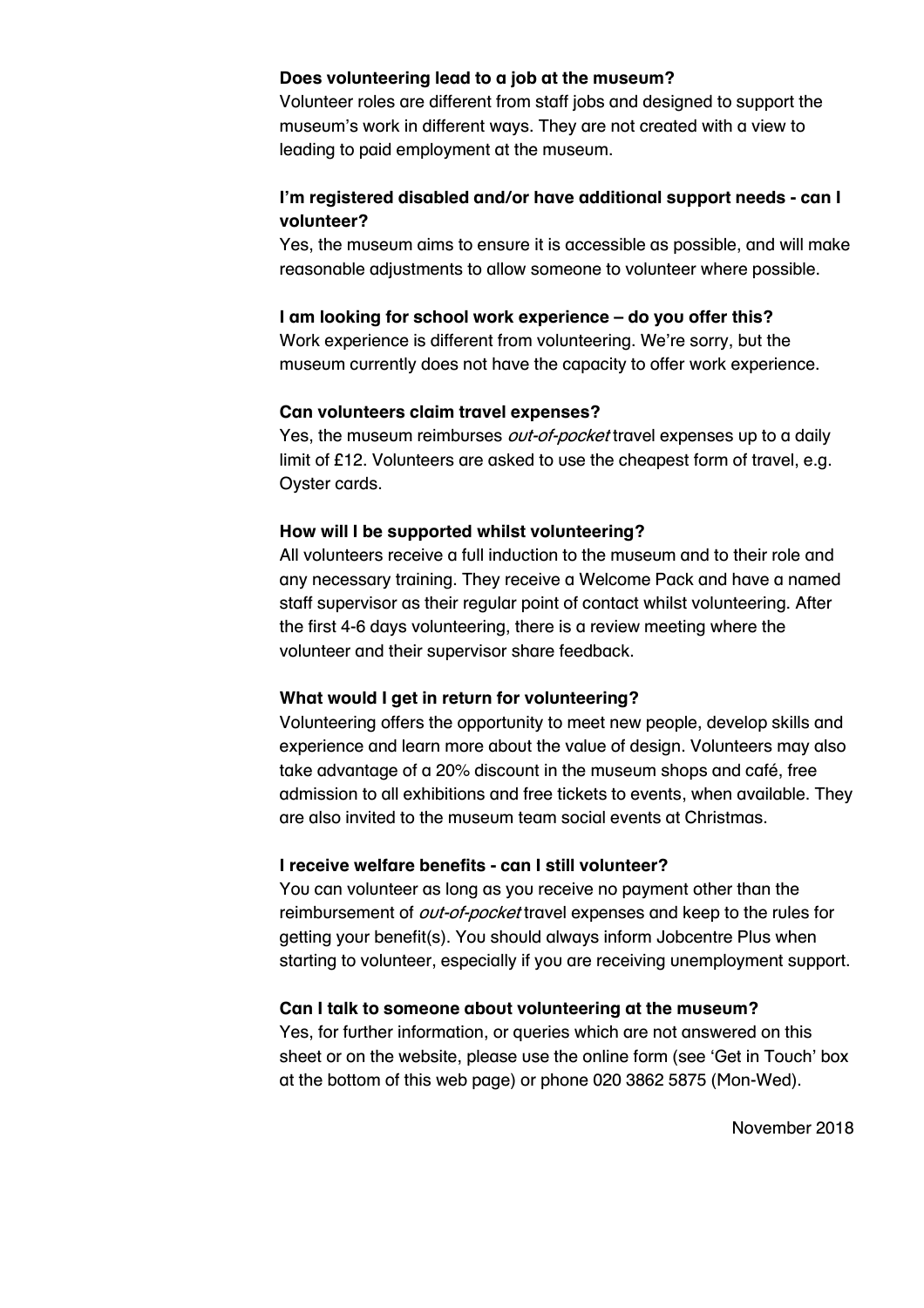**Does volunteering lead to a job at the museum?**
Volunteer roles are different from staff jobs and designed to support the museum's work in different ways. They are not created with a view to leading to paid employment at the museum.

**I'm registered disabled and/or have additional support needs - can I volunteer?**
Yes, the museum aims to ensure it is accessible as possible, and will make reasonable adjustments to allow someone to volunteer where possible.

**I am looking for school work experience – do you offer this?**
Work experience is different from volunteering. We're sorry, but the museum currently does not have the capacity to offer work experience.

**Can volunteers claim travel expenses?**
Yes, the museum reimburses *out-of-pocket* travel expenses up to a daily limit of £12. Volunteers are asked to use the cheapest form of travel, e.g. Oyster cards.

**How will I be supported whilst volunteering?**
All volunteers receive a full induction to the museum and to their role and any necessary training. They receive a Welcome Pack and have a named staff supervisor as their regular point of contact whilst volunteering. After the first 4-6 days volunteering, there is a review meeting where the volunteer and their supervisor share feedback.

**What would I get in return for volunteering?**
Volunteering offers the opportunity to meet new people, develop skills and experience and learn more about the value of design. Volunteers may also take advantage of a 20% discount in the museum shops and café, free admission to all exhibitions and free tickets to events, when available. They are also invited to the museum team social events at Christmas.

**I receive welfare benefits - can I still volunteer?**
You can volunteer as long as you receive no payment other than the reimbursement of *out-of-pocket* travel expenses and keep to the rules for getting your benefit(s). You should always inform Jobcentre Plus when starting to volunteer, especially if you are receiving unemployment support.

**Can I talk to someone about volunteering at the museum?**
Yes, for further information, or queries which are not answered on this sheet or on the website, please use the online form (see 'Get in Touch' box at the bottom of this web page) or phone 020 3862 5875 (Mon-Wed).

November 2018